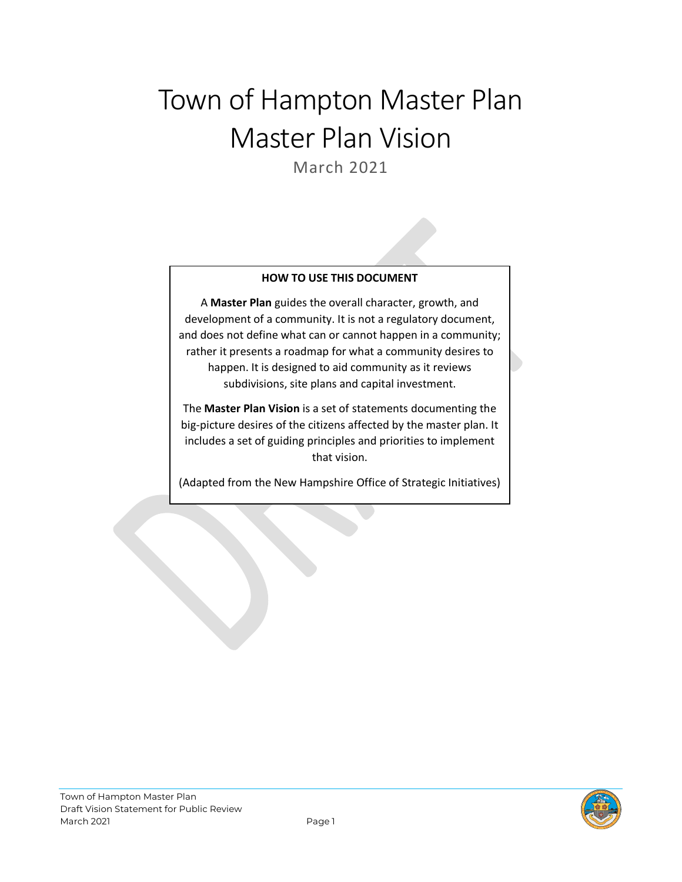# Town of Hampton Master Plan
# Master Plan Vision

March 2021

**HOW TO USE THIS DOCUMENT**

A **Master Plan** guides the overall character, growth, and development of a community. It is not a regulatory document, and does not define what can or cannot happen in a community; rather it presents a roadmap for what a community desires to happen. It is designed to aid community as it reviews subdivisions, site plans and capital investment.

The **Master Plan Vision** is a set of statements documenting the big-picture desires of the citizens affected by the master plan. It includes a set of guiding principles and priorities to implement that vision.

(Adapted from the New Hampshire Office of Strategic Initiatives)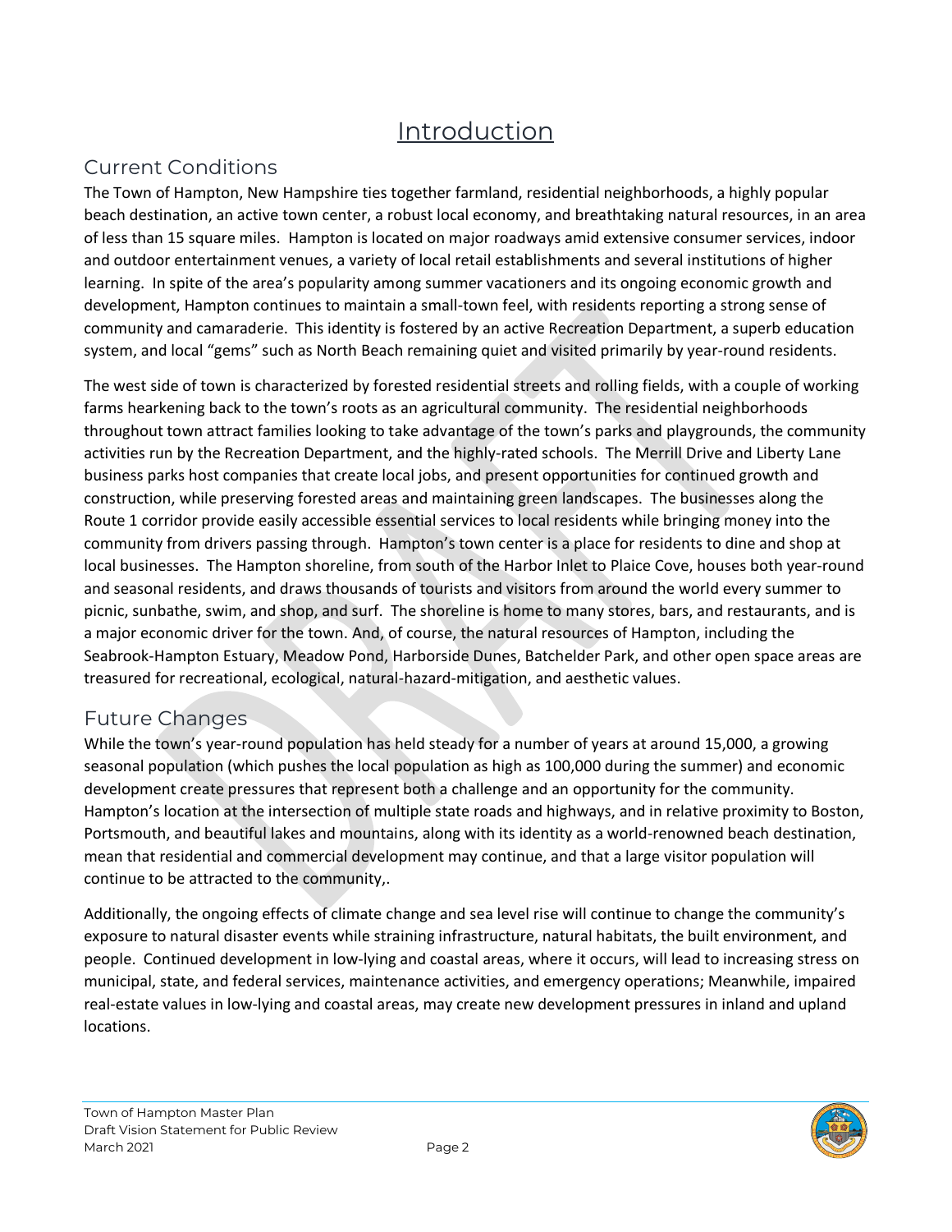# Introduction

## Current Conditions

The Town of Hampton, New Hampshire ties together farmland, residential neighborhoods, a highly popular beach destination, an active town center, a robust local economy, and breathtaking natural resources, in an area of less than 15 square miles. Hampton is located on major roadways amid extensive consumer services, indoor and outdoor entertainment venues, a variety of local retail establishments and several institutions of higher learning. In spite of the area's popularity among summer vacationers and its ongoing economic growth and development, Hampton continues to maintain a small-town feel, with residents reporting a strong sense of community and camaraderie. This identity is fostered by an active Recreation Department, a superb education system, and local "gems" such as North Beach remaining quiet and visited primarily by year-round residents.

The west side of town is characterized by forested residential streets and rolling fields, with a couple of working farms hearkening back to the town's roots as an agricultural community. The residential neighborhoods throughout town attract families looking to take advantage of the town's parks and playgrounds, the community activities run by the Recreation Department, and the highly-rated schools. The Merrill Drive and Liberty Lane business parks host companies that create local jobs, and present opportunities for continued growth and construction, while preserving forested areas and maintaining green landscapes. The businesses along the Route 1 corridor provide easily accessible essential services to local residents while bringing money into the community from drivers passing through. Hampton's town center is a place for residents to dine and shop at local businesses. The Hampton shoreline, from south of the Harbor Inlet to Plaice Cove, houses both year-round and seasonal residents, and draws thousands of tourists and visitors from around the world every summer to picnic, sunbathe, swim, and shop, and surf. The shoreline is home to many stores, bars, and restaurants, and is a major economic driver for the town. And, of course, the natural resources of Hampton, including the Seabrook-Hampton Estuary, Meadow Pond, Harborside Dunes, Batchelder Park, and other open space areas are treasured for recreational, ecological, natural-hazard-mitigation, and aesthetic values.

## Future Changes

While the town's year-round population has held steady for a number of years at around 15,000, a growing seasonal population (which pushes the local population as high as 100,000 during the summer) and economic development create pressures that represent both a challenge and an opportunity for the community. Hampton's location at the intersection of multiple state roads and highways, and in relative proximity to Boston, Portsmouth, and beautiful lakes and mountains, along with its identity as a world-renowned beach destination, mean that residential and commercial development may continue, and that a large visitor population will continue to be attracted to the community,.

Additionally, the ongoing effects of climate change and sea level rise will continue to change the community's exposure to natural disaster events while straining infrastructure, natural habitats, the built environment, and people. Continued development in low-lying and coastal areas, where it occurs, will lead to increasing stress on municipal, state, and federal services, maintenance activities, and emergency operations; Meanwhile, impaired real-estate values in low-lying and coastal areas, may create new development pressures in inland and upland locations.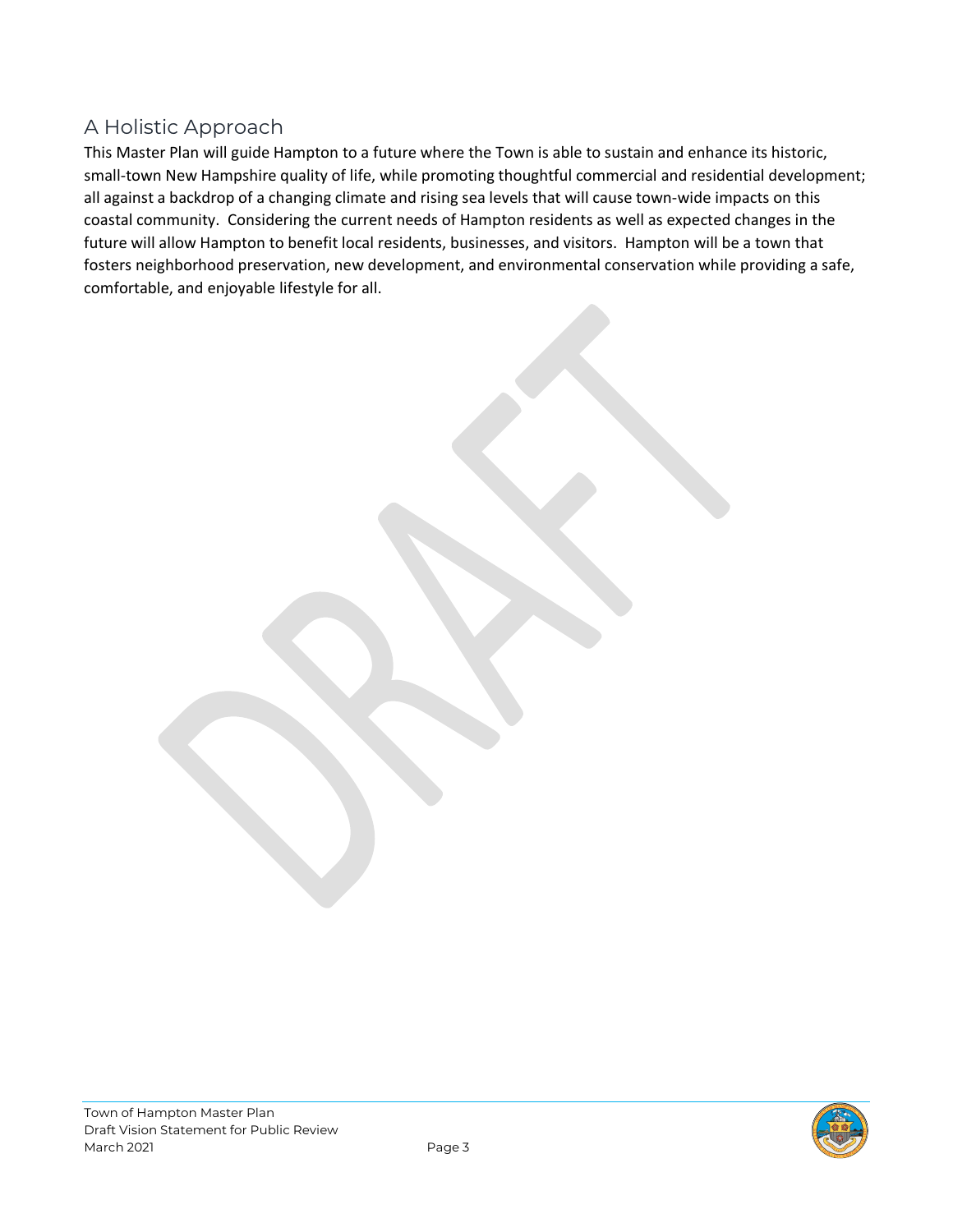## A Holistic Approach

This Master Plan will guide Hampton to a future where the Town is able to sustain and enhance its historic, small-town New Hampshire quality of life, while promoting thoughtful commercial and residential development; all against a backdrop of a changing climate and rising sea levels that will cause town-wide impacts on this coastal community. Considering the current needs of Hampton residents as well as expected changes in the future will allow Hampton to benefit local residents, businesses, and visitors. Hampton will be a town that fosters neighborhood preservation, new development, and environmental conservation while providing a safe, comfortable, and enjoyable lifestyle for all.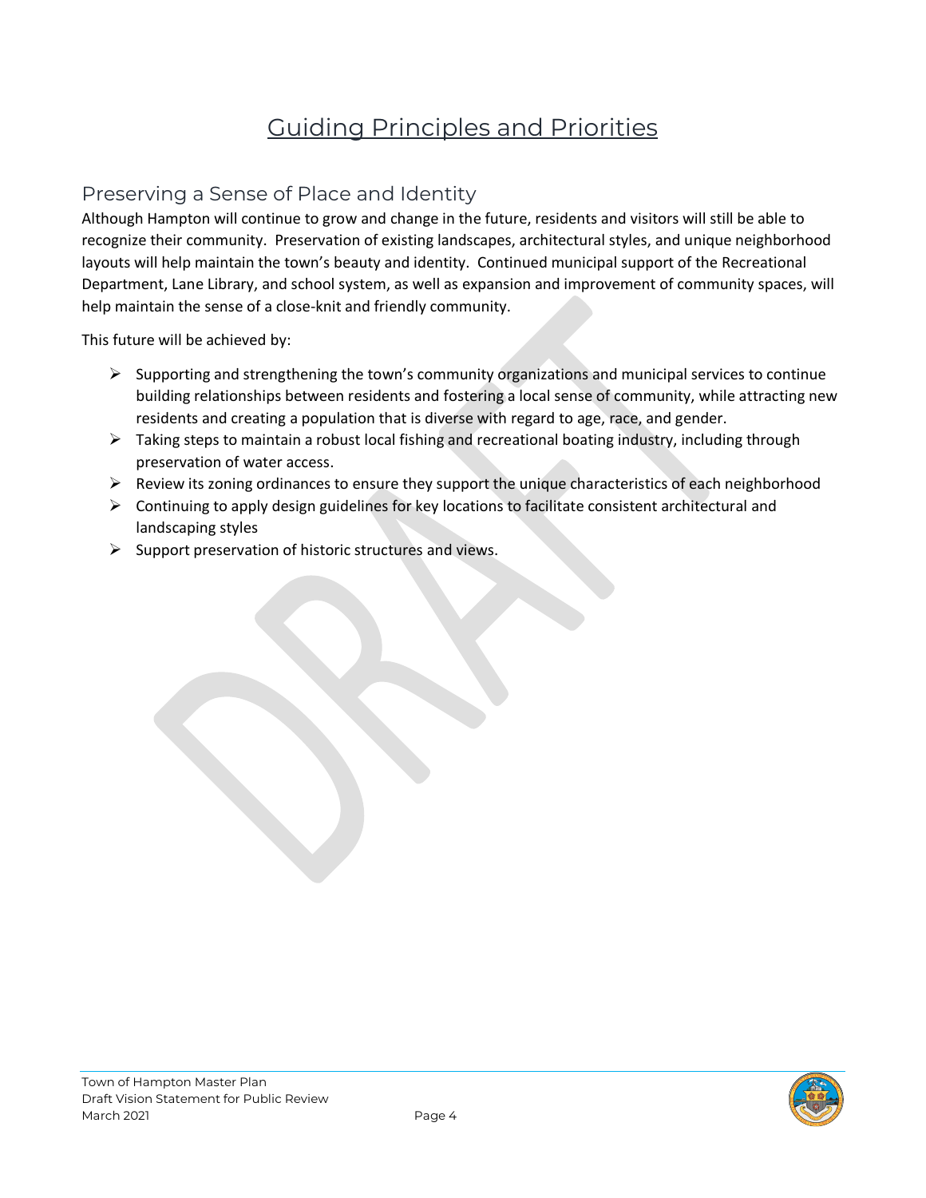# Guiding Principles and Priorities

## Preserving a Sense of Place and Identity

Although Hampton will continue to grow and change in the future, residents and visitors will still be able to recognize their community. Preservation of existing landscapes, architectural styles, and unique neighborhood layouts will help maintain the town's beauty and identity. Continued municipal support of the Recreational Department, Lane Library, and school system, as well as expansion and improvement of community spaces, will help maintain the sense of a close-knit and friendly community.

This future will be achieved by:

- Supporting and strengthening the town's community organizations and municipal services to continue building relationships between residents and fostering a local sense of community, while attracting new residents and creating a population that is diverse with regard to age, race, and gender.
- Taking steps to maintain a robust local fishing and recreational boating industry, including through preservation of water access.
- Review its zoning ordinances to ensure they support the unique characteristics of each neighborhood
- Continuing to apply design guidelines for key locations to facilitate consistent architectural and landscaping styles
- Support preservation of historic structures and views.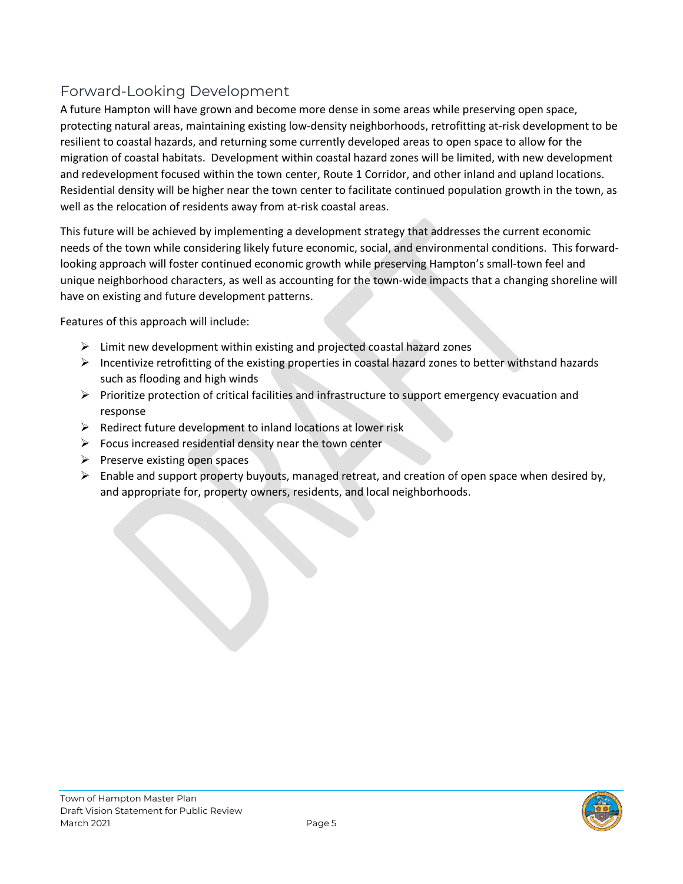## Forward-Looking Development

A future Hampton will have grown and become more dense in some areas while preserving open space, protecting natural areas, maintaining existing low-density neighborhoods, retrofitting at-risk development to be resilient to coastal hazards, and returning some currently developed areas to open space to allow for the migration of coastal habitats. Development within coastal hazard zones will be limited, with new development and redevelopment focused within the town center, Route 1 Corridor, and other inland and upland locations. Residential density will be higher near the town center to facilitate continued population growth in the town, as well as the relocation of residents away from at-risk coastal areas.

This future will be achieved by implementing a development strategy that addresses the current economic needs of the town while considering likely future economic, social, and environmental conditions. This forward-looking approach will foster continued economic growth while preserving Hampton's small-town feel and unique neighborhood characters, as well as accounting for the town-wide impacts that a changing shoreline will have on existing and future development patterns.

Features of this approach will include:

- Limit new development within existing and projected coastal hazard zones
- Incentivize retrofitting of the existing properties in coastal hazard zones to better withstand hazards such as flooding and high winds
- Prioritize protection of critical facilities and infrastructure to support emergency evacuation and response
- Redirect future development to inland locations at lower risk
- Focus increased residential density near the town center
- Preserve existing open spaces
- Enable and support property buyouts, managed retreat, and creation of open space when desired by, and appropriate for, property owners, residents, and local neighborhoods.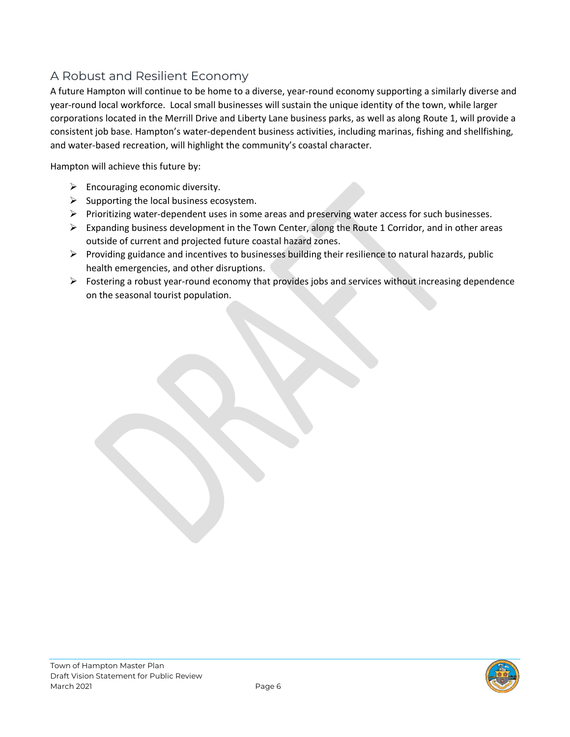## A Robust and Resilient Economy

A future Hampton will continue to be home to a diverse, year-round economy supporting a similarly diverse and year-round local workforce. Local small businesses will sustain the unique identity of the town, while larger corporations located in the Merrill Drive and Liberty Lane business parks, as well as along Route 1, will provide a consistent job base. Hampton's water-dependent business activities, including marinas, fishing and shellfishing, and water-based recreation, will highlight the community's coastal character.

Hampton will achieve this future by:

- Encouraging economic diversity.
- Supporting the local business ecosystem.
- Prioritizing water-dependent uses in some areas and preserving water access for such businesses.
- Expanding business development in the Town Center, along the Route 1 Corridor, and in other areas outside of current and projected future coastal hazard zones.
- Providing guidance and incentives to businesses building their resilience to natural hazards, public health emergencies, and other disruptions.
- Fostering a robust year-round economy that provides jobs and services without increasing dependence on the seasonal tourist population.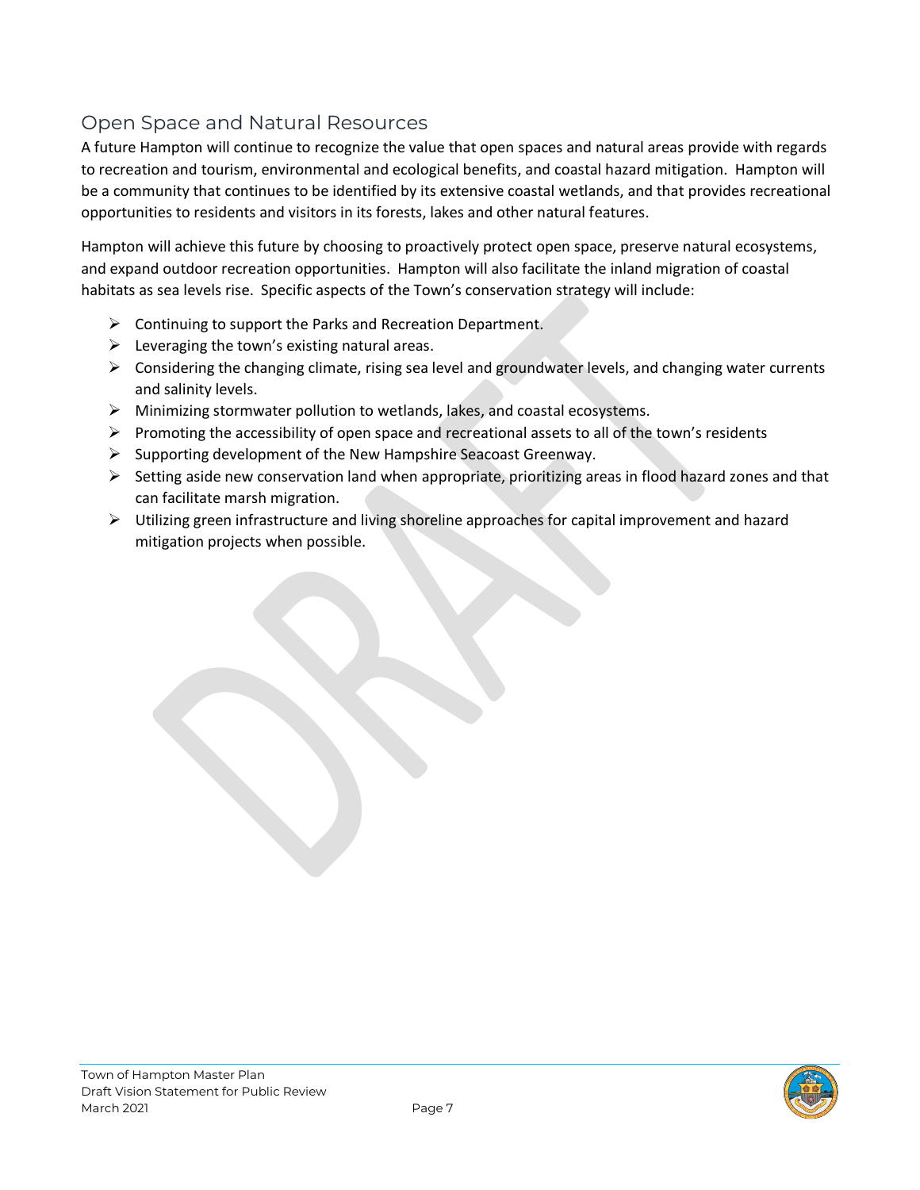## Open Space and Natural Resources

A future Hampton will continue to recognize the value that open spaces and natural areas provide with regards to recreation and tourism, environmental and ecological benefits, and coastal hazard mitigation. Hampton will be a community that continues to be identified by its extensive coastal wetlands, and that provides recreational opportunities to residents and visitors in its forests, lakes and other natural features.

Hampton will achieve this future by choosing to proactively protect open space, preserve natural ecosystems, and expand outdoor recreation opportunities. Hampton will also facilitate the inland migration of coastal habitats as sea levels rise. Specific aspects of the Town's conservation strategy will include:

- Continuing to support the Parks and Recreation Department.
- Leveraging the town's existing natural areas.
- Considering the changing climate, rising sea level and groundwater levels, and changing water currents and salinity levels.
- Minimizing stormwater pollution to wetlands, lakes, and coastal ecosystems.
- Promoting the accessibility of open space and recreational assets to all of the town's residents
- Supporting development of the New Hampshire Seacoast Greenway.
- Setting aside new conservation land when appropriate, prioritizing areas in flood hazard zones and that can facilitate marsh migration.
- Utilizing green infrastructure and living shoreline approaches for capital improvement and hazard mitigation projects when possible.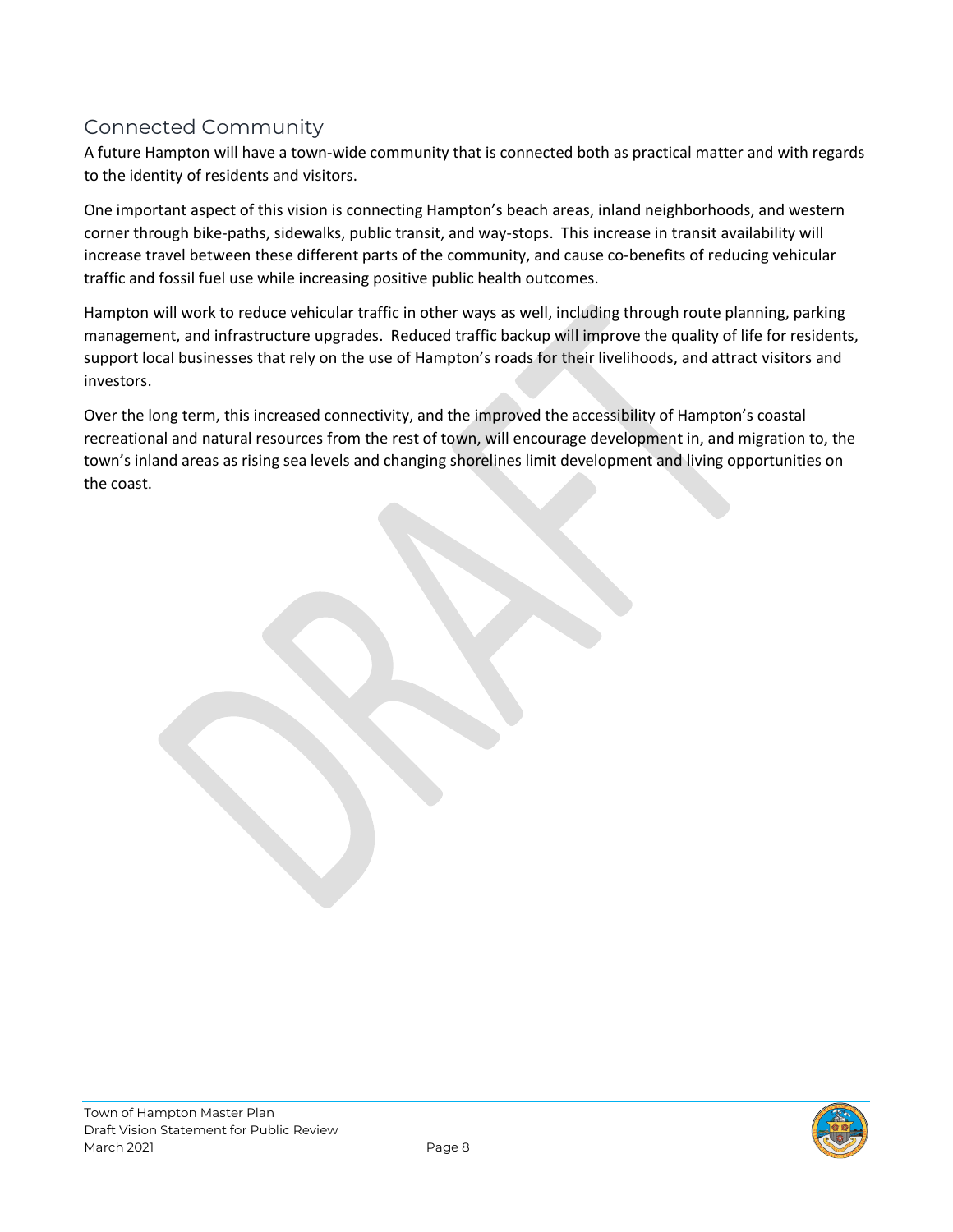## Connected Community

A future Hampton will have a town-wide community that is connected both as practical matter and with regards to the identity of residents and visitors.

One important aspect of this vision is connecting Hampton's beach areas, inland neighborhoods, and western corner through bike-paths, sidewalks, public transit, and way-stops. This increase in transit availability will increase travel between these different parts of the community, and cause co-benefits of reducing vehicular traffic and fossil fuel use while increasing positive public health outcomes.

Hampton will work to reduce vehicular traffic in other ways as well, including through route planning, parking management, and infrastructure upgrades. Reduced traffic backup will improve the quality of life for residents, support local businesses that rely on the use of Hampton's roads for their livelihoods, and attract visitors and investors.

Over the long term, this increased connectivity, and the improved the accessibility of Hampton's coastal recreational and natural resources from the rest of town, will encourage development in, and migration to, the town's inland areas as rising sea levels and changing shorelines limit development and living opportunities on the coast.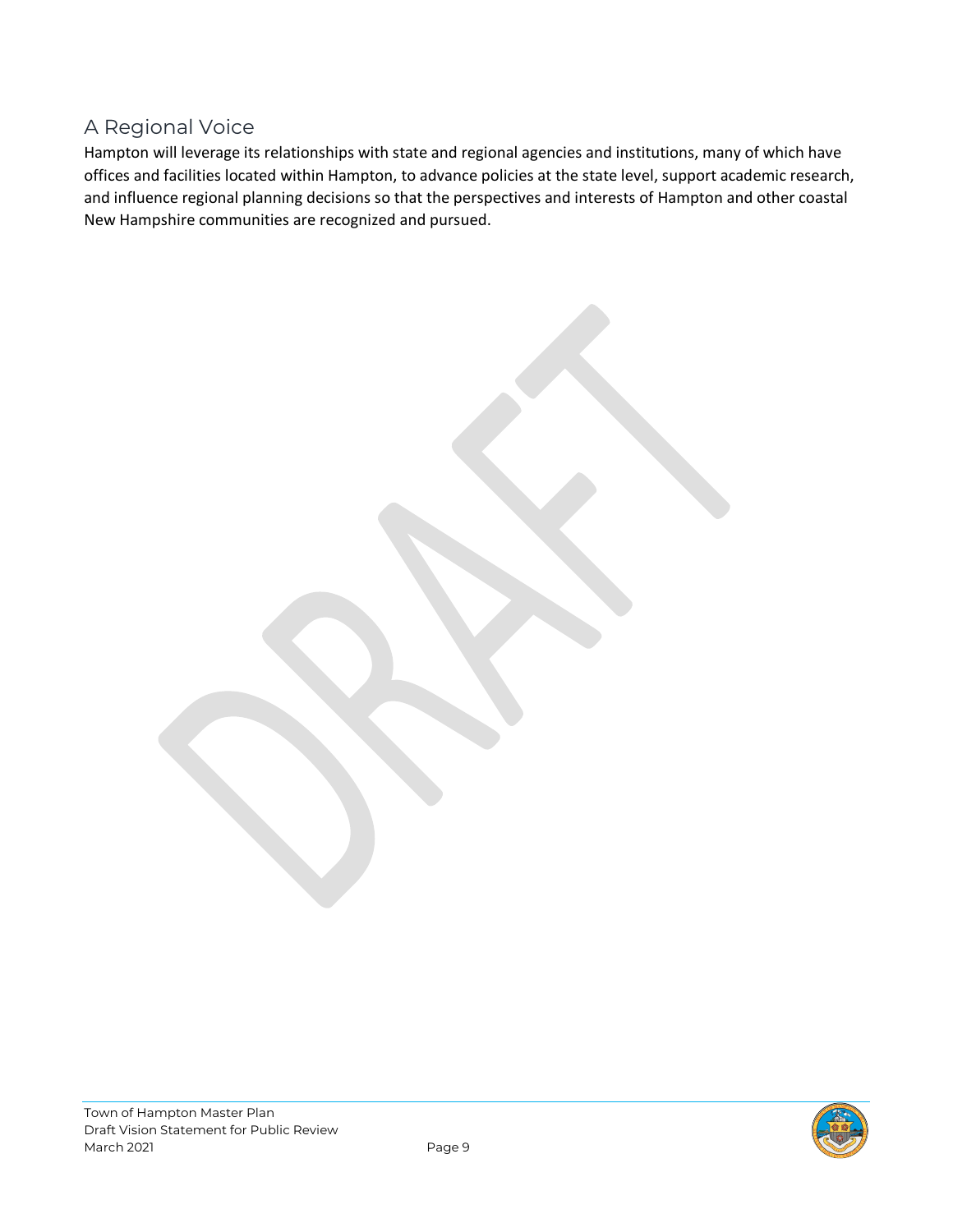## A Regional Voice

Hampton will leverage its relationships with state and regional agencies and institutions, many of which have offices and facilities located within Hampton, to advance policies at the state level, support academic research, and influence regional planning decisions so that the perspectives and interests of Hampton and other coastal New Hampshire communities are recognized and pursued.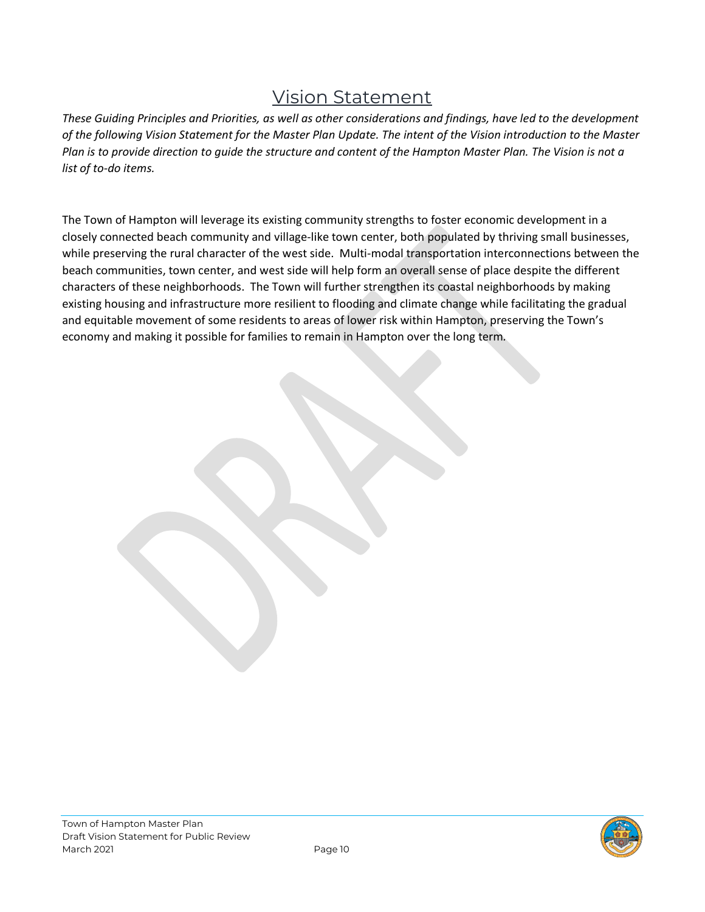# Vision Statement

*These Guiding Principles and Priorities, as well as other considerations and findings, have led to the development of the following Vision Statement for the Master Plan Update. The intent of the Vision introduction to the Master Plan is to provide direction to guide the structure and content of the Hampton Master Plan. The Vision is not a list of to-do items.*

The Town of Hampton will leverage its existing community strengths to foster economic development in a closely connected beach community and village-like town center, both populated by thriving small businesses, while preserving the rural character of the west side. Multi-modal transportation interconnections between the beach communities, town center, and west side will help form an overall sense of place despite the different characters of these neighborhoods. The Town will further strengthen its coastal neighborhoods by making existing housing and infrastructure more resilient to flooding and climate change while facilitating the gradual and equitable movement of some residents to areas of lower risk within Hampton, preserving the Town's economy and making it possible for families to remain in Hampton over the long term.